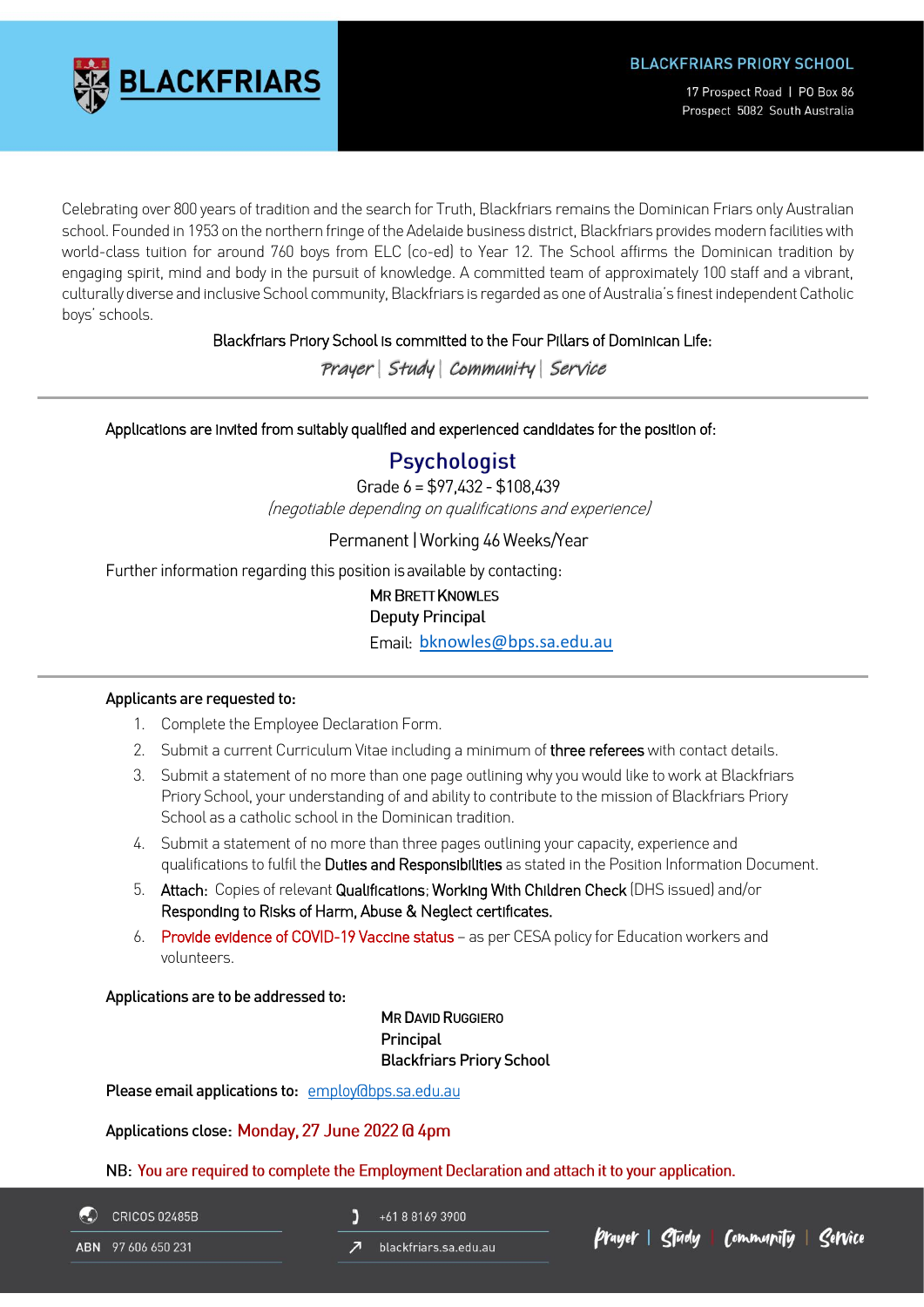**BLACKFRIARS**

**BLACKFRIARS PRIORY SCHOOL**

17 Prospect Road | PO Box 86
Prospect 5082 South Australia

Celebrating over 800 years of tradition and the search for Truth, Blackfriars remains the Dominican Friars only Australian school. Founded in 1953 on the northern fringe of the Adelaide business district, Blackfriars provides modern facilities with world-class tuition for around 760 boys from ELC (co-ed) to Year 12. The School affirms the Dominican tradition by engaging spirit, mind and body in the pursuit of knowledge. A committed team of approximately 100 staff and a vibrant, culturally diverse and inclusive School community, Blackfriars is regarded as one of Australia's finest independent Catholic boys' schools.

Blackfriars Priory School is committed to the Four Pillars of Dominican Life:

*Prayer | Study | Community | Service*

---

Applications are invited from suitably qualified and experienced candidates for the position of:

## Psychologist

Grade 6 = $97,432 - $108,439

*(negotiable depending on qualifications and experience)*

Permanent | Working 46 Weeks/Year

Further information regarding this position is available by contacting:

**Mr Brett Knowles**
Deputy Principal
Email: bknowles@bps.sa.edu.au

---

**Applicants are requested to:**

1. Complete the Employee Declaration Form.
2. Submit a current Curriculum Vitae including a minimum of **three referees** with contact details.
3. Submit a statement of no more than one page outlining why you would like to work at Blackfriars Priory School, your understanding of and ability to contribute to the mission of Blackfriars Priory School as a catholic school in the Dominican tradition.
4. Submit a statement of no more than three pages outlining your capacity, experience and qualifications to fulfil the **Duties and Responsibilities** as stated in the Position Information Document.
5. **Attach:** Copies of relevant **Qualifications**; **Working With Children Check** (DHS issued) and/or **Responding to Risks of Harm, Abuse & Neglect certificates.**
6. Provide evidence of COVID-19 Vaccine status – as per CESA policy for Education workers and volunteers.

**Applications are to be addressed to:**

**Mr David Ruggiero**
**Principal**
**Blackfriars Priory School**

**Please email applications to:** employ@bps.sa.edu.au

**Applications close:** Monday, 27 June 2022 @ 4pm

**NB:** You are required to complete the Employment Declaration and attach it to your application.

CRICOS 02485B | ABN 97 606 650 231 | +61 8 8169 3900 | blackfriars.sa.edu.au

*Prayer | Study | Community | Service*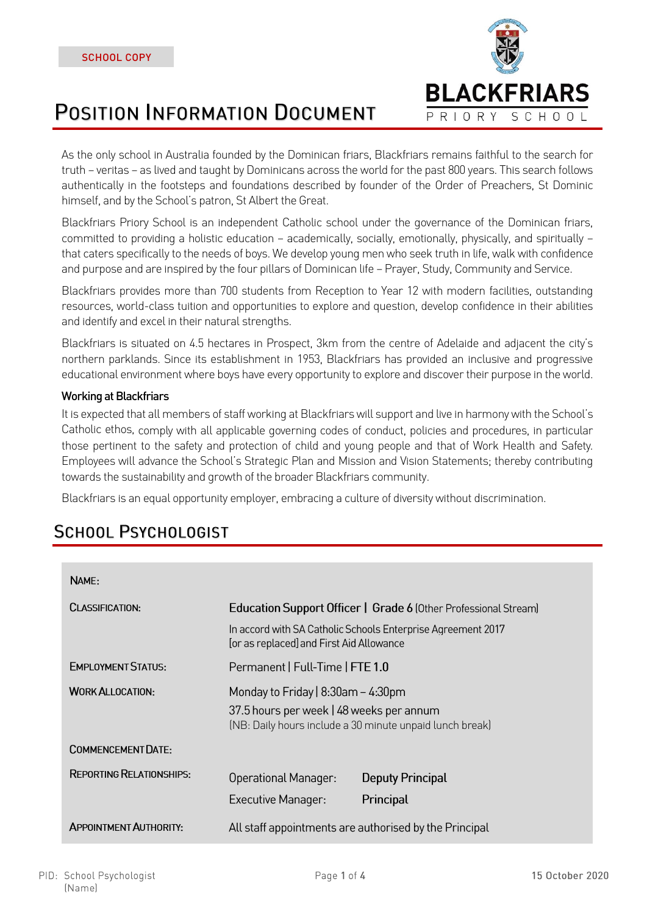SCHOOL COPY

# POSITION INFORMATION DOCUMENT

BLACKFRIARS
PRIORY SCHOOL

As the only school in Australia founded by the Dominican friars, Blackfriars remains faithful to the search for truth – veritas – as lived and taught by Dominicans across the world for the past 800 years. This search follows authentically in the footsteps and foundations described by founder of the Order of Preachers, St Dominic himself, and by the School's patron, St Albert the Great.

Blackfriars Priory School is an independent Catholic school under the governance of the Dominican friars, committed to providing a holistic education – academically, socially, emotionally, physically, and spiritually – that caters specifically to the needs of boys. We develop young men who seek truth in life, walk with confidence and purpose and are inspired by the four pillars of Dominican life – Prayer, Study, Community and Service.

Blackfriars provides more than 700 students from Reception to Year 12 with modern facilities, outstanding resources, world-class tuition and opportunities to explore and question, develop confidence in their abilities and identify and excel in their natural strengths.

Blackfriars is situated on 4.5 hectares in Prospect, 3km from the centre of Adelaide and adjacent the city's northern parklands. Since its establishment in 1953, Blackfriars has provided an inclusive and progressive educational environment where boys have every opportunity to explore and discover their purpose in the world.

### Working at Blackfriars

It is expected that all members of staff working at Blackfriars will support and live in harmony with the School's Catholic ethos, comply with all applicable governing codes of conduct, policies and procedures, in particular those pertinent to the safety and protection of child and young people and that of Work Health and Safety. Employees will advance the School's Strategic Plan and Mission and Vision Statements; thereby contributing towards the sustainability and growth of the broader Blackfriars community.

Blackfriars is an equal opportunity employer, embracing a culture of diversity without discrimination.

## SCHOOL PSYCHOLOGIST

| | |
|---|---|
| NAME: | |
| CLASSIFICATION: | **Education Support Officer \| Grade 6** (Other Professional Stream)<br>In accord with SA Catholic Schools Enterprise Agreement 2017 [or as replaced] and First Aid Allowance |
| EMPLOYMENT STATUS: | Permanent \| Full-Time \| **FTE 1.0** |
| WORK ALLOCATION: | Monday to Friday \| 8:30am – 4:30pm<br>37.5 hours per week \| 48 weeks per annum<br>(NB: Daily hours include a 30 minute unpaid lunch break) |
| COMMENCEMENT DATE: | |
| REPORTING RELATIONSHIPS: | Operational Manager: **Deputy Principal**<br>Executive Manager: **Principal** |
| APPOINTMENT AUTHORITY: | All staff appointments are authorised by the Principal |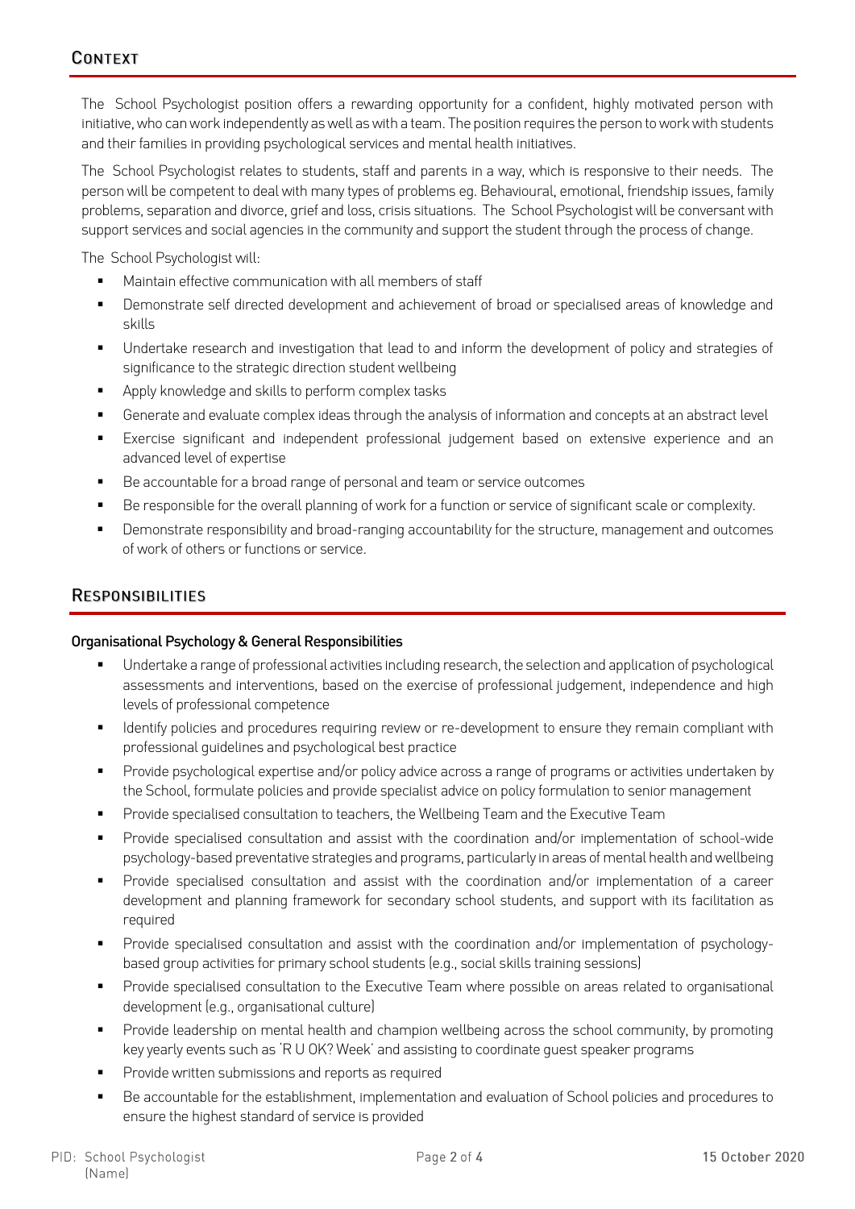## Context

The School Psychologist position offers a rewarding opportunity for a confident, highly motivated person with initiative, who can work independently as well as with a team. The position requires the person to work with students and their families in providing psychological services and mental health initiatives.

The School Psychologist relates to students, staff and parents in a way, which is responsive to their needs. The person will be competent to deal with many types of problems eg. Behavioural, emotional, friendship issues, family problems, separation and divorce, grief and loss, crisis situations. The School Psychologist will be conversant with support services and social agencies in the community and support the student through the process of change.

The School Psychologist will:

- Maintain effective communication with all members of staff
- Demonstrate self directed development and achievement of broad or specialised areas of knowledge and skills
- Undertake research and investigation that lead to and inform the development of policy and strategies of significance to the strategic direction student wellbeing
- Apply knowledge and skills to perform complex tasks
- Generate and evaluate complex ideas through the analysis of information and concepts at an abstract level
- Exercise significant and independent professional judgement based on extensive experience and an advanced level of expertise
- Be accountable for a broad range of personal and team or service outcomes
- Be responsible for the overall planning of work for a function or service of significant scale or complexity.
- Demonstrate responsibility and broad-ranging accountability for the structure, management and outcomes of work of others or functions or service.

## Responsibilities

**Organisational Psychology & General Responsibilities**

- Undertake a range of professional activities including research, the selection and application of psychological assessments and interventions, based on the exercise of professional judgement, independence and high levels of professional competence
- Identify policies and procedures requiring review or re-development to ensure they remain compliant with professional guidelines and psychological best practice
- Provide psychological expertise and/or policy advice across a range of programs or activities undertaken by the School, formulate policies and provide specialist advice on policy formulation to senior management
- Provide specialised consultation to teachers, the Wellbeing Team and the Executive Team
- Provide specialised consultation and assist with the coordination and/or implementation of school-wide psychology-based preventative strategies and programs, particularly in areas of mental health and wellbeing
- Provide specialised consultation and assist with the coordination and/or implementation of a career development and planning framework for secondary school students, and support with its facilitation as required
- Provide specialised consultation and assist with the coordination and/or implementation of psychology-based group activities for primary school students (e.g., social skills training sessions)
- Provide specialised consultation to the Executive Team where possible on areas related to organisational development (e.g., organisational culture)
- Provide leadership on mental health and champion wellbeing across the school community, by promoting key yearly events such as 'R U OK? Week' and assisting to coordinate guest speaker programs
- Provide written submissions and reports as required
- Be accountable for the establishment, implementation and evaluation of School policies and procedures to ensure the highest standard of service is provided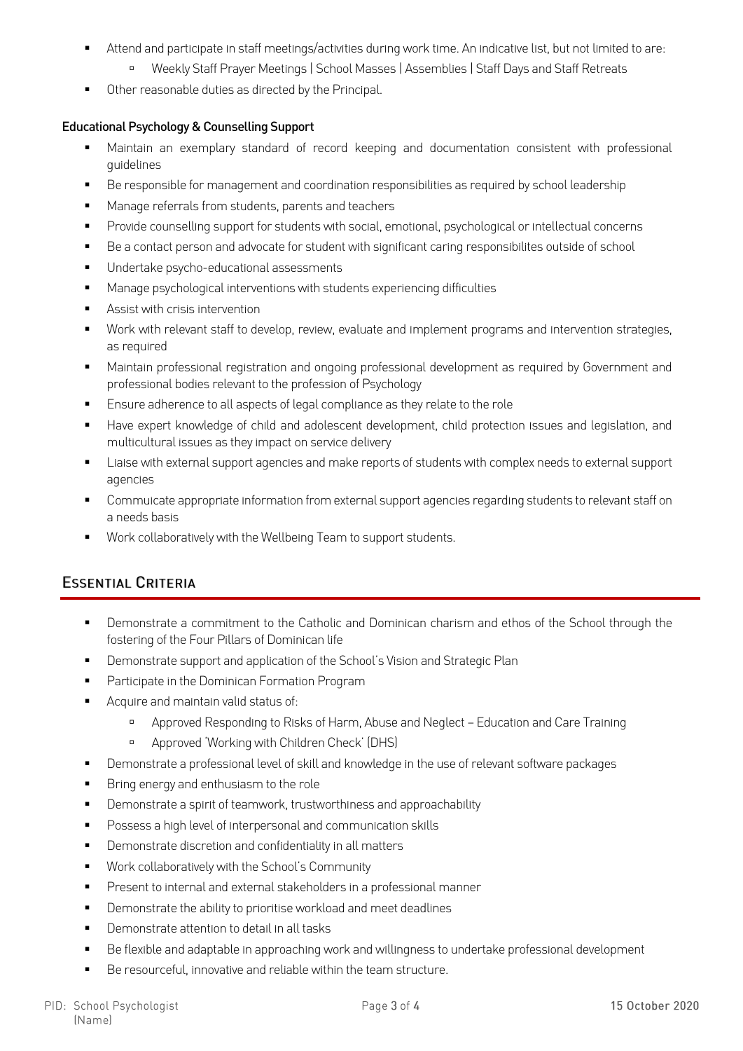- Attend and participate in staff meetings/activities during work time. An indicative list, but not limited to are:
    - Weekly Staff Prayer Meetings | School Masses | Assemblies | Staff Days and Staff Retreats
- Other reasonable duties as directed by the Principal.

**Educational Psychology & Counselling Support**

- Maintain an exemplary standard of record keeping and documentation consistent with professional guidelines
- Be responsible for management and coordination responsibilities as required by school leadership
- Manage referrals from students, parents and teachers
- Provide counselling support for students with social, emotional, psychological or intellectual concerns
- Be a contact person and advocate for student with significant caring responsibilites outside of school
- Undertake psycho-educational assessments
- Manage psychological interventions with students experiencing difficulties
- Assist with crisis intervention
- Work with relevant staff to develop, review, evaluate and implement programs and intervention strategies, as required
- Maintain professional registration and ongoing professional development as required by Government and professional bodies relevant to the profession of Psychology
- Ensure adherence to all aspects of legal compliance as they relate to the role
- Have expert knowledge of child and adolescent development, child protection issues and legislation, and multicultural issues as they impact on service delivery
- Liaise with external support agencies and make reports of students with complex needs to external support agencies
- Commuicate appropriate information from external support agencies regarding students to relevant staff on a needs basis
- Work collaboratively with the Wellbeing Team to support students.

## Essential Criteria

- Demonstrate a commitment to the Catholic and Dominican charism and ethos of the School through the fostering of the Four Pillars of Dominican life
- Demonstrate support and application of the School's Vision and Strategic Plan
- Participate in the Dominican Formation Program
- Acquire and maintain valid status of:
    - Approved Responding to Risks of Harm, Abuse and Neglect – Education and Care Training
    - Approved 'Working with Children Check' (DHS)
- Demonstrate a professional level of skill and knowledge in the use of relevant software packages
- Bring energy and enthusiasm to the role
- Demonstrate a spirit of teamwork, trustworthiness and approachability
- Possess a high level of interpersonal and communication skills
- Demonstrate discretion and confidentiality in all matters
- Work collaboratively with the School's Community
- Present to internal and external stakeholders in a professional manner
- Demonstrate the ability to prioritise workload and meet deadlines
- Demonstrate attention to detail in all tasks
- Be flexible and adaptable in approaching work and willingness to undertake professional development
- Be resourceful, innovative and reliable within the team structure.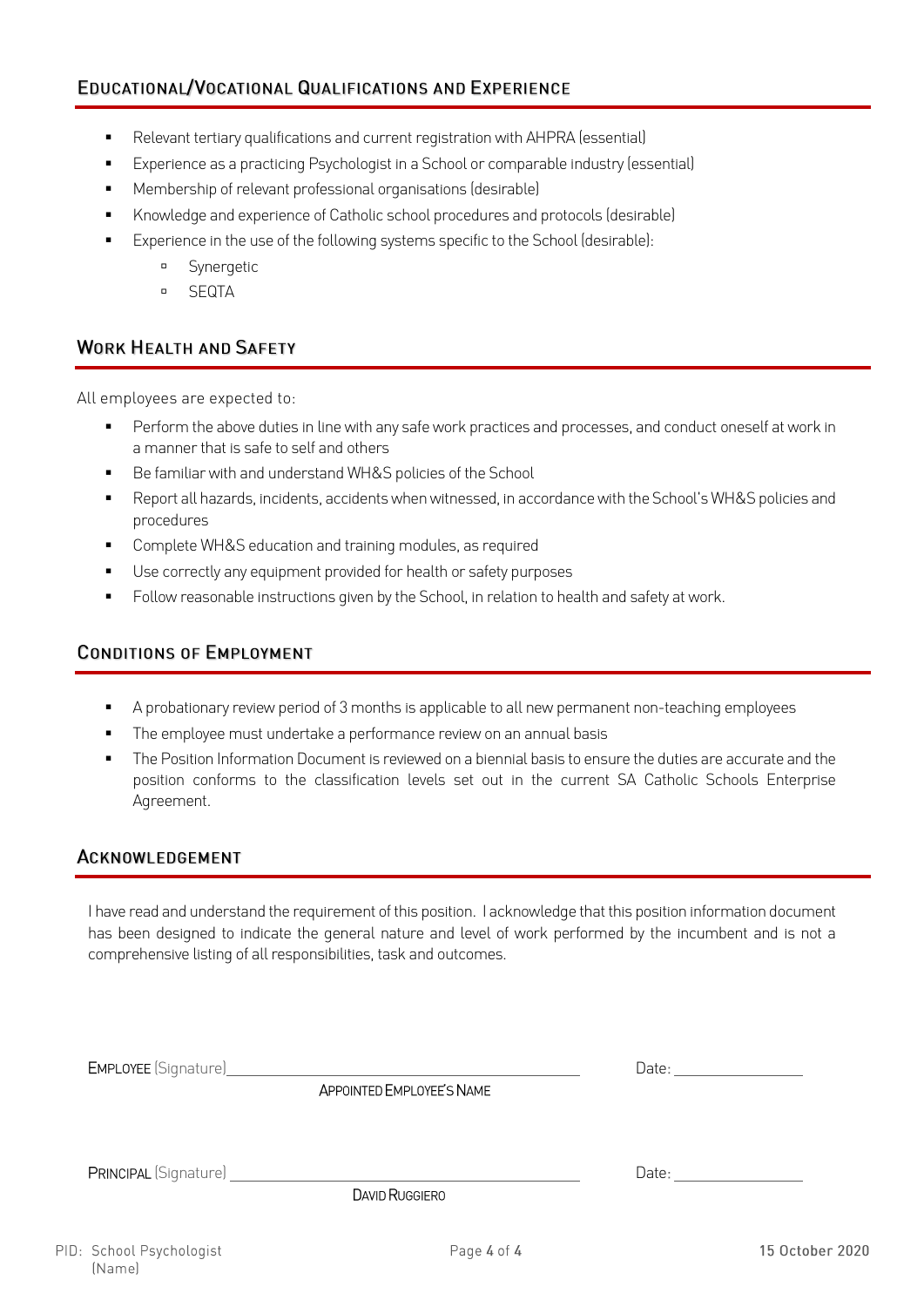## Educational/Vocational Qualifications and Experience

- Relevant tertiary qualifications and current registration with AHPRA (essential)
- Experience as a practicing Psychologist in a School or comparable industry (essential)
- Membership of relevant professional organisations (desirable)
- Knowledge and experience of Catholic school procedures and protocols (desirable)
- Experience in the use of the following systems specific to the School (desirable):
  - Synergetic
  - SEQTA

## Work Health and Safety

All employees are expected to:

- Perform the above duties in line with any safe work practices and processes, and conduct oneself at work in a manner that is safe to self and others
- Be familiar with and understand WH&S policies of the School
- Report all hazards, incidents, accidents when witnessed, in accordance with the School's WH&S policies and procedures
- Complete WH&S education and training modules, as required
- Use correctly any equipment provided for health or safety purposes
- Follow reasonable instructions given by the School, in relation to health and safety at work.

## Conditions of Employment

- A probationary review period of 3 months is applicable to all new permanent non-teaching employees
- The employee must undertake a performance review on an annual basis
- The Position Information Document is reviewed on a biennial basis to ensure the duties are accurate and the position conforms to the classification levels set out in the current SA Catholic Schools Enterprise Agreement.

## Acknowledgement

I have read and understand the requirement of this position. I acknowledge that this position information document has been designed to indicate the general nature and level of work performed by the incumbent and is not a comprehensive listing of all responsibilities, task and outcomes.

**Employee** (Signature) ______________________________ Date: ______________

Appointed Employee's Name

**Principal** (Signature) ______________________________ Date: ______________

David Ruggiero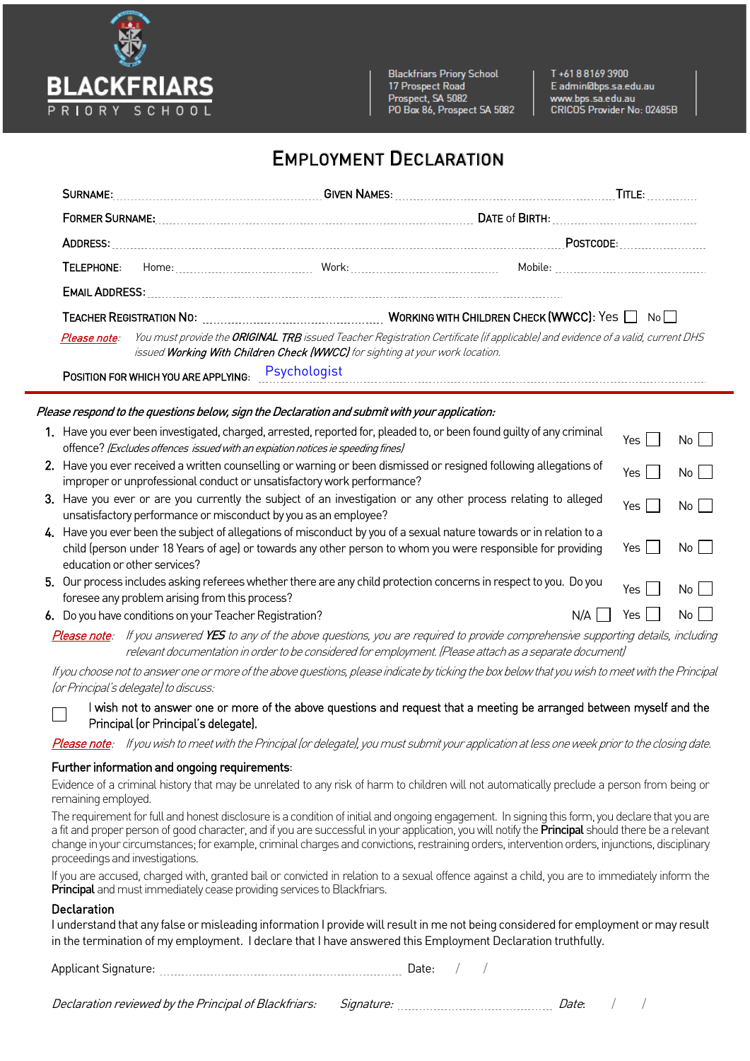BLACKFRIARS PRIORY SCHOOL

Blackfriars Priory School
17 Prospect Road
Prospect, SA 5082
PO Box 86, Prospect SA 5082

T +61 8 8169 3900
E admin@bps.sa.edu.au
www.bps.sa.edu.au
CRICOS Provider No: 02485B

# EMPLOYMENT DECLARATION

SURNAME: ........................ GIVEN NAMES: ........................ TITLE: ..........

FORMER SURNAME: ........................ DATE of BIRTH: ........................

ADDRESS: ........................ POSTCODE: ..........

TELEPHONE: Home: .................. Work: .................. Mobile: ..................

EMAIL ADDRESS: ........................

TEACHER REGISTRATION NO: .................. WORKING WITH CHILDREN CHECK (WWCC): Yes ☐ No ☐

Please note: *You must provide the **ORIGINAL TRB** issued Teacher Registration Certificate (if applicable) and evidence of a valid, current DHS issued **Working With Children Check (WWCC)** for sighting at your work location.*

POSITION FOR WHICH YOU ARE APPLYING: Psychologist

***Please respond to the questions below, sign the Declaration and submit with your application:***

1. Have you ever been investigated, charged, arrested, reported for, pleaded to, or been found guilty of any criminal offence? *(Excludes offences issued with an expiation notices ie speeding fines)* — Yes ☐ No ☐
2. Have you ever received a written counselling or warning or been dismissed or resigned following allegations of improper or unprofessional conduct or unsatisfactory work performance? — Yes ☐ No ☐
3. Have you ever or are you currently the subject of an investigation or any other process relating to alleged unsatisfactory performance or misconduct by you as an employee? — Yes ☐ No ☐
4. Have you ever been the subject of allegations of misconduct by you of a sexual nature towards or in relation to a child (person under 18 Years of age) or towards any other person to whom you were responsible for providing education or other services? — Yes ☐ No ☐
5. Our process includes asking referees whether there are any child protection concerns in respect to you. Do you foresee any problem arising from this process? — Yes ☐ No ☐
6. Do you have conditions on your Teacher Registration? — N/A ☐ Yes ☐ No ☐

Please note: *If you answered **YES** to any of the above questions, you are required to provide comprehensive supporting details, including relevant documentation in order to be considered for employment. (Please attach as a separate document)*

*If you choose not to answer one or more of the above questions, please indicate by ticking the box below that you wish to meet with the Principal (or Principal's delegate) to discuss:*

☐ I wish not to answer one or more of the above questions and request that a meeting be arranged between myself and the Principal (or Principal's delegate).

Please note: *If you wish to meet with the Principal (or delegate), you must submit your application at less one week prior to the closing date.*

### Further information and ongoing requirements:

Evidence of a criminal history that may be unrelated to any risk of harm to children will not automatically preclude a person from being or remaining employed.

The requirement for full and honest disclosure is a condition of initial and ongoing engagement. In signing this form, you declare that you are a fit and proper person of good character, and if you are successful in your application, you will notify the **Principal** should there be a relevant change in your circumstances; for example, criminal charges and convictions, restraining orders, intervention orders, injunctions, disciplinary proceedings and investigations.

If you are accused, charged with, granted bail or convicted in relation to a sexual offence against a child, you are to immediately inform the **Principal** and must immediately cease providing services to Blackfriars.

### Declaration

I understand that any false or misleading information I provide will result in me not being considered for employment or may result in the termination of my employment. I declare that I have answered this Employment Declaration truthfully.

Applicant Signature: ........................ Date: / /

*Declaration reviewed by the Principal of Blackfriars:* *Signature:* ........................ *Date:* / /